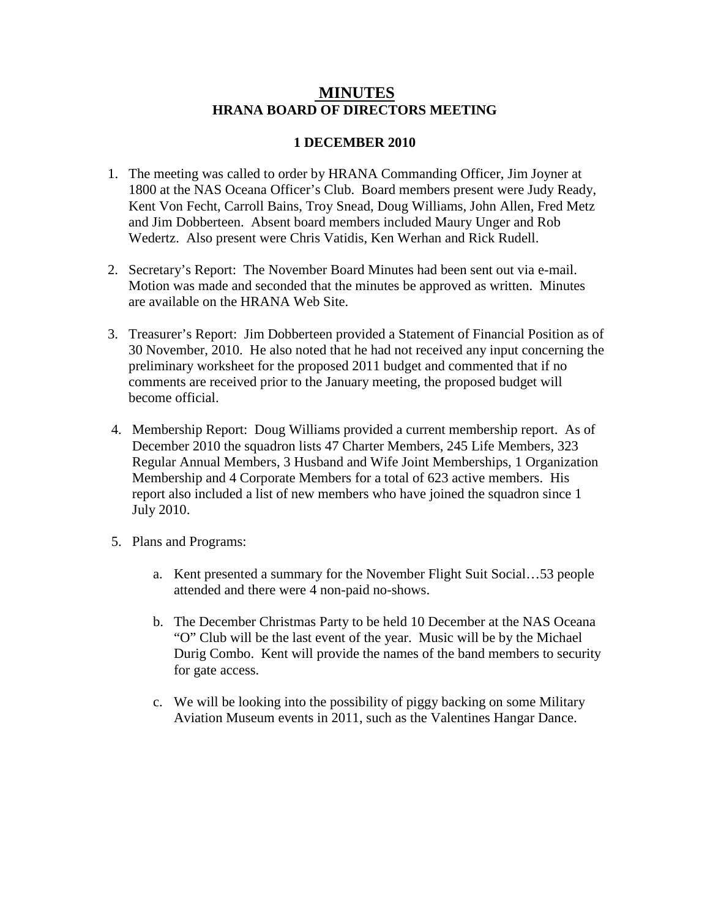# MINUTES
## HRANA BOARD OF DIRECTORS MEETING

### 1 DECEMBER 2010

1. The meeting was called to order by HRANA Commanding Officer, Jim Joyner at 1800 at the NAS Oceana Officer's Club. Board members present were Judy Ready, Kent Von Fecht, Carroll Bains, Troy Snead, Doug Williams, John Allen, Fred Metz and Jim Dobberteen. Absent board members included Maury Unger and Rob Wedertz. Also present were Chris Vatidis, Ken Werhan and Rick Rudell.

2. Secretary's Report: The November Board Minutes had been sent out via e-mail. Motion was made and seconded that the minutes be approved as written. Minutes are available on the HRANA Web Site.

3. Treasurer's Report: Jim Dobberteen provided a Statement of Financial Position as of 30 November, 2010. He also noted that he had not received any input concerning the preliminary worksheet for the proposed 2011 budget and commented that if no comments are received prior to the January meeting, the proposed budget will become official.

4. Membership Report: Doug Williams provided a current membership report. As of December 2010 the squadron lists 47 Charter Members, 245 Life Members, 323 Regular Annual Members, 3 Husband and Wife Joint Memberships, 1 Organization Membership and 4 Corporate Members for a total of 623 active members. His report also included a list of new members who have joined the squadron since 1 July 2010.

5. Plans and Programs:

    a. Kent presented a summary for the November Flight Suit Social…53 people attended and there were 4 non-paid no-shows.

    b. The December Christmas Party to be held 10 December at the NAS Oceana "O" Club will be the last event of the year. Music will be by the Michael Durig Combo. Kent will provide the names of the band members to security for gate access.

    c. We will be looking into the possibility of piggy backing on some Military Aviation Museum events in 2011, such as the Valentines Hangar Dance.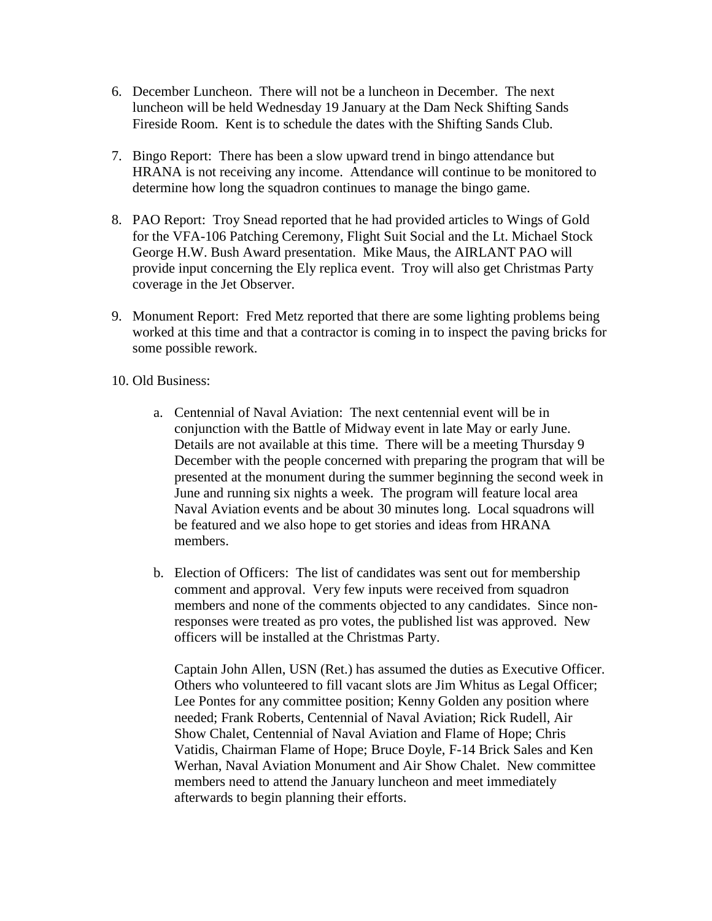6. December Luncheon. There will not be a luncheon in December. The next luncheon will be held Wednesday 19 January at the Dam Neck Shifting Sands Fireside Room. Kent is to schedule the dates with the Shifting Sands Club.

7. Bingo Report: There has been a slow upward trend in bingo attendance but HRANA is not receiving any income. Attendance will continue to be monitored to determine how long the squadron continues to manage the bingo game.

8. PAO Report: Troy Snead reported that he had provided articles to Wings of Gold for the VFA-106 Patching Ceremony, Flight Suit Social and the Lt. Michael Stock George H.W. Bush Award presentation. Mike Maus, the AIRLANT PAO will provide input concerning the Ely replica event. Troy will also get Christmas Party coverage in the Jet Observer.

9. Monument Report: Fred Metz reported that there are some lighting problems being worked at this time and that a contractor is coming in to inspect the paving bricks for some possible rework.

10. Old Business:

    a. Centennial of Naval Aviation: The next centennial event will be in conjunction with the Battle of Midway event in late May or early June. Details are not available at this time. There will be a meeting Thursday 9 December with the people concerned with preparing the program that will be presented at the monument during the summer beginning the second week in June and running six nights a week. The program will feature local area Naval Aviation events and be about 30 minutes long. Local squadrons will be featured and we also hope to get stories and ideas from HRANA members.

    b. Election of Officers: The list of candidates was sent out for membership comment and approval. Very few inputs were received from squadron members and none of the comments objected to any candidates. Since non-responses were treated as pro votes, the published list was approved. New officers will be installed at the Christmas Party.

       Captain John Allen, USN (Ret.) has assumed the duties as Executive Officer. Others who volunteered to fill vacant slots are Jim Whitus as Legal Officer; Lee Pontes for any committee position; Kenny Golden any position where needed; Frank Roberts, Centennial of Naval Aviation; Rick Rudell, Air Show Chalet, Centennial of Naval Aviation and Flame of Hope; Chris Vatidis, Chairman Flame of Hope; Bruce Doyle, F-14 Brick Sales and Ken Werhan, Naval Aviation Monument and Air Show Chalet. New committee members need to attend the January luncheon and meet immediately afterwards to begin planning their efforts.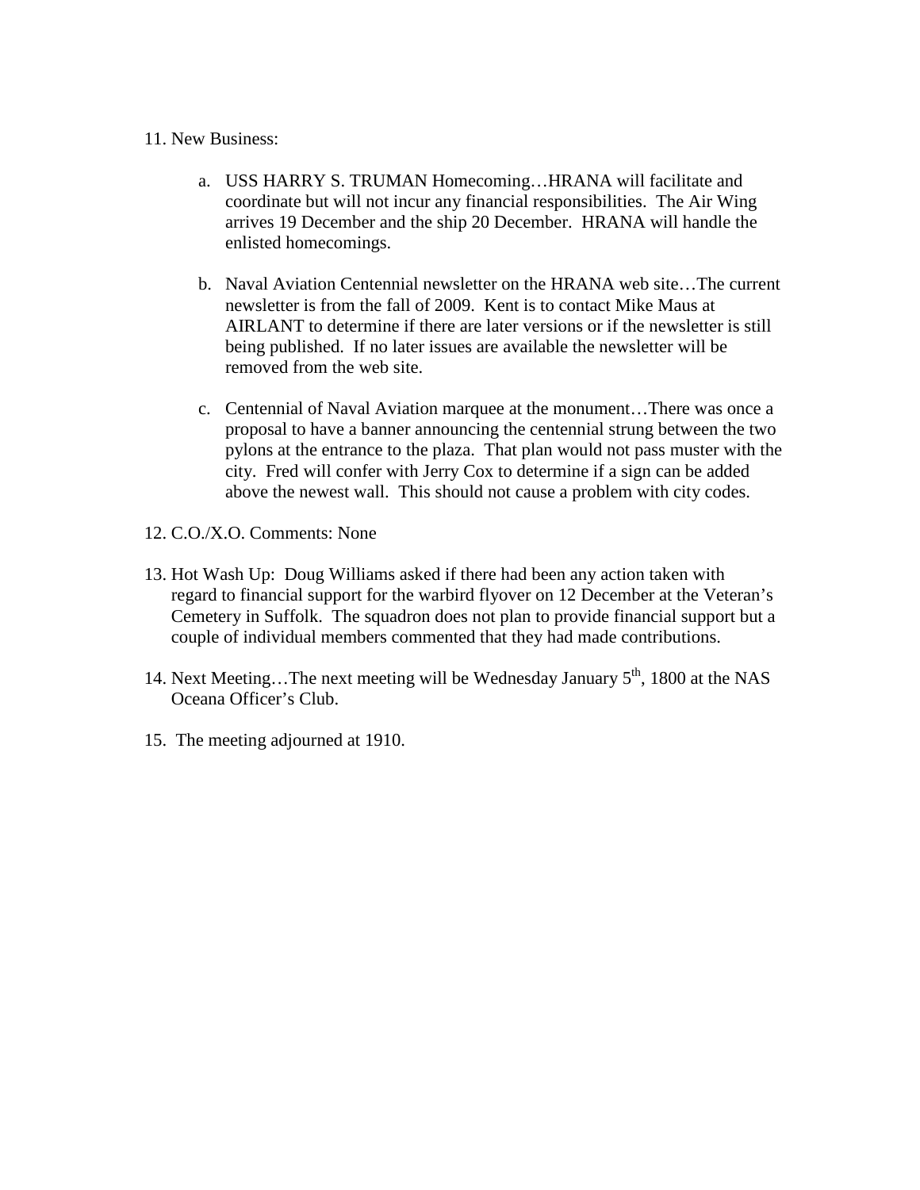11. New Business:

    a. USS HARRY S. TRUMAN Homecoming…HRANA will facilitate and coordinate but will not incur any financial responsibilities. The Air Wing arrives 19 December and the ship 20 December. HRANA will handle the enlisted homecomings.

    b. Naval Aviation Centennial newsletter on the HRANA web site…The current newsletter is from the fall of 2009. Kent is to contact Mike Maus at AIRLANT to determine if there are later versions or if the newsletter is still being published. If no later issues are available the newsletter will be removed from the web site.

    c. Centennial of Naval Aviation marquee at the monument…There was once a proposal to have a banner announcing the centennial strung between the two pylons at the entrance to the plaza. That plan would not pass muster with the city. Fred will confer with Jerry Cox to determine if a sign can be added above the newest wall. This should not cause a problem with city codes.

12. C.O./X.O. Comments: None

13. Hot Wash Up: Doug Williams asked if there had been any action taken with regard to financial support for the warbird flyover on 12 December at the Veteran's Cemetery in Suffolk. The squadron does not plan to provide financial support but a couple of individual members commented that they had made contributions.

14. Next Meeting…The next meeting will be Wednesday January 5th, 1800 at the NAS Oceana Officer's Club.

15. The meeting adjourned at 1910.